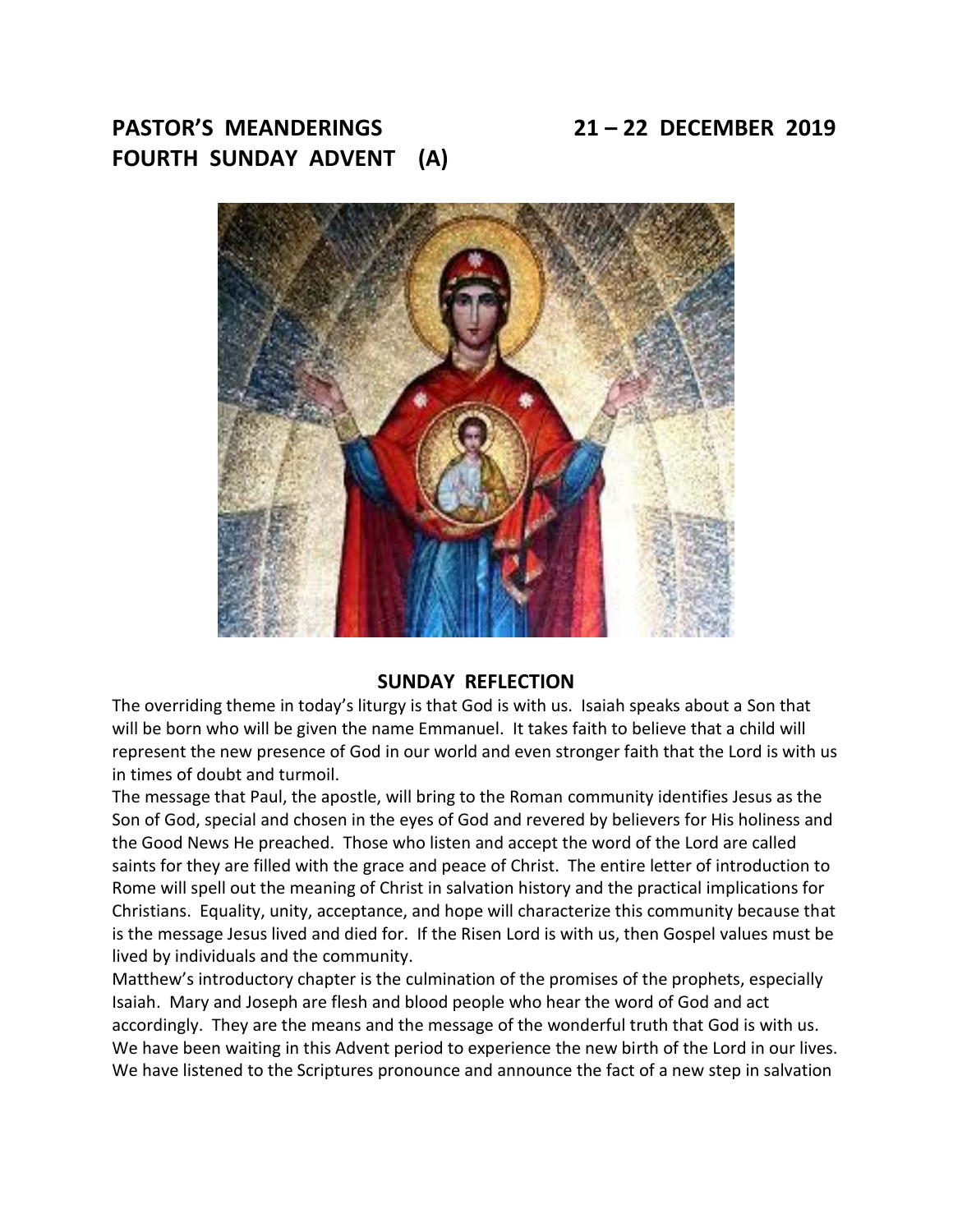# PASTOR'S MEANDERINGS 21 – 22 DECEMBER 2019
# FOURTH SUNDAY ADVENT (A)

## SUNDAY REFLECTION

The overriding theme in today's liturgy is that God is with us. Isaiah speaks about a Son that will be born who will be given the name Emmanuel. It takes faith to believe that a child will represent the new presence of God in our world and even stronger faith that the Lord is with us in times of doubt and turmoil.

The message that Paul, the apostle, will bring to the Roman community identifies Jesus as the Son of God, special and chosen in the eyes of God and revered by believers for His holiness and the Good News He preached. Those who listen and accept the word of the Lord are called saints for they are filled with the grace and peace of Christ. The entire letter of introduction to Rome will spell out the meaning of Christ in salvation history and the practical implications for Christians. Equality, unity, acceptance, and hope will characterize this community because that is the message Jesus lived and died for. If the Risen Lord is with us, then Gospel values must be lived by individuals and the community.

Matthew's introductory chapter is the culmination of the promises of the prophets, especially Isaiah. Mary and Joseph are flesh and blood people who hear the word of God and act accordingly. They are the means and the message of the wonderful truth that God is with us. We have been waiting in this Advent period to experience the new birth of the Lord in our lives. We have listened to the Scriptures pronounce and announce the fact of a new step in salvation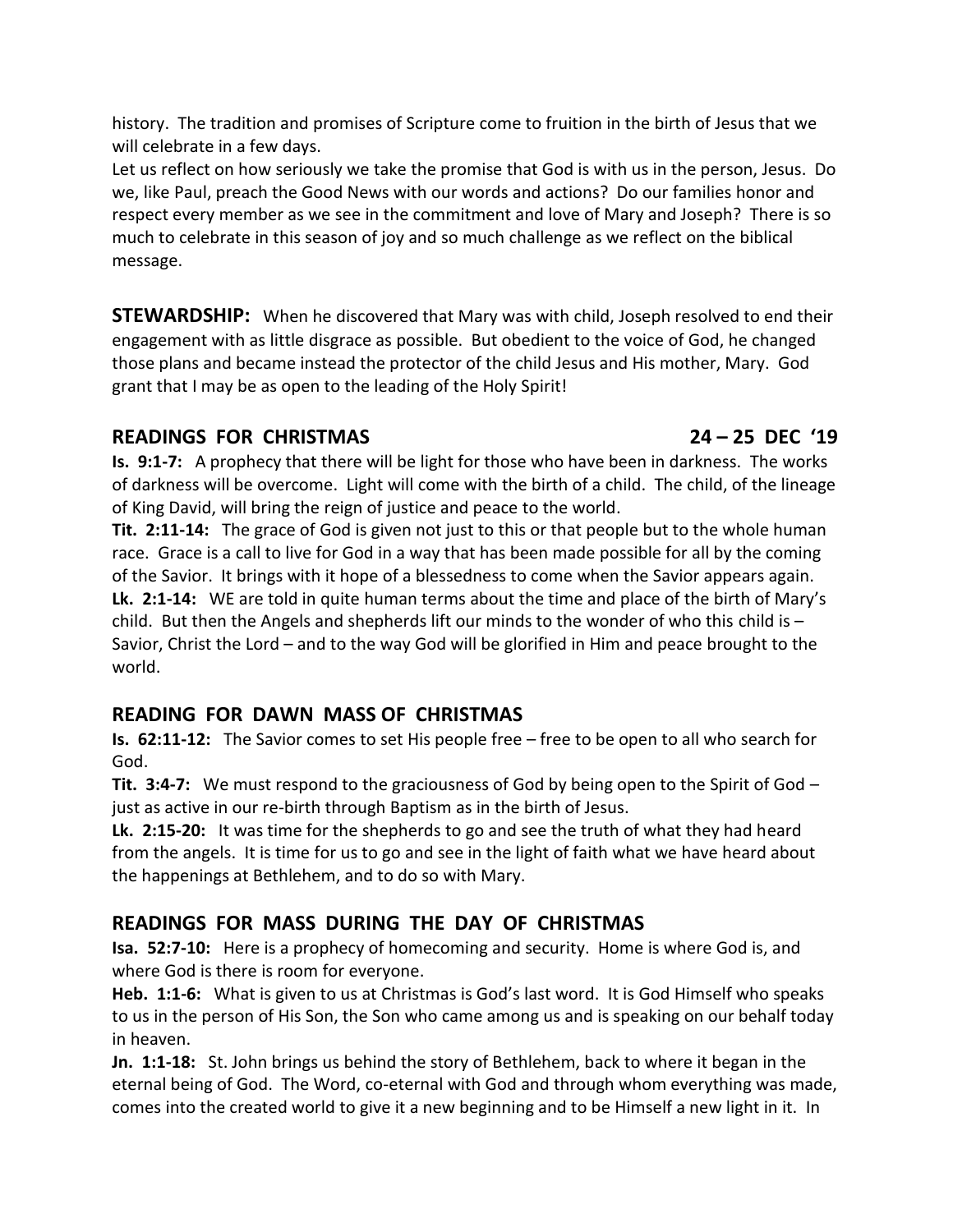history. The tradition and promises of Scripture come to fruition in the birth of Jesus that we will celebrate in a few days.

Let us reflect on how seriously we take the promise that God is with us in the person, Jesus. Do we, like Paul, preach the Good News with our words and actions? Do our families honor and respect every member as we see in the commitment and love of Mary and Joseph? There is so much to celebrate in this season of joy and so much challenge as we reflect on the biblical message.

**STEWARDSHIP:** When he discovered that Mary was with child, Joseph resolved to end their engagement with as little disgrace as possible. But obedient to the voice of God, he changed those plans and became instead the protector of the child Jesus and His mother, Mary. God grant that I may be as open to the leading of the Holy Spirit!

## READINGS FOR CHRISTMAS 24 – 25 DEC '19

**Is. 9:1-7:** A prophecy that there will be light for those who have been in darkness. The works of darkness will be overcome. Light will come with the birth of a child. The child, of the lineage of King David, will bring the reign of justice and peace to the world.

**Tit. 2:11-14:** The grace of God is given not just to this or that people but to the whole human race. Grace is a call to live for God in a way that has been made possible for all by the coming of the Savior. It brings with it hope of a blessedness to come when the Savior appears again.

**Lk. 2:1-14:** WE are told in quite human terms about the time and place of the birth of Mary's child. But then the Angels and shepherds lift our minds to the wonder of who this child is – Savior, Christ the Lord – and to the way God will be glorified in Him and peace brought to the world.

## READING FOR DAWN MASS OF CHRISTMAS

**Is. 62:11-12:** The Savior comes to set His people free – free to be open to all who search for God.

**Tit. 3:4-7:** We must respond to the graciousness of God by being open to the Spirit of God – just as active in our re-birth through Baptism as in the birth of Jesus.

**Lk. 2:15-20:** It was time for the shepherds to go and see the truth of what they had heard from the angels. It is time for us to go and see in the light of faith what we have heard about the happenings at Bethlehem, and to do so with Mary.

## READINGS FOR MASS DURING THE DAY OF CHRISTMAS

**Isa. 52:7-10:** Here is a prophecy of homecoming and security. Home is where God is, and where God is there is room for everyone.

**Heb. 1:1-6:** What is given to us at Christmas is God's last word. It is God Himself who speaks to us in the person of His Son, the Son who came among us and is speaking on our behalf today in heaven.

**Jn. 1:1-18:** St. John brings us behind the story of Bethlehem, back to where it began in the eternal being of God. The Word, co-eternal with God and through whom everything was made, comes into the created world to give it a new beginning and to be Himself a new light in it. In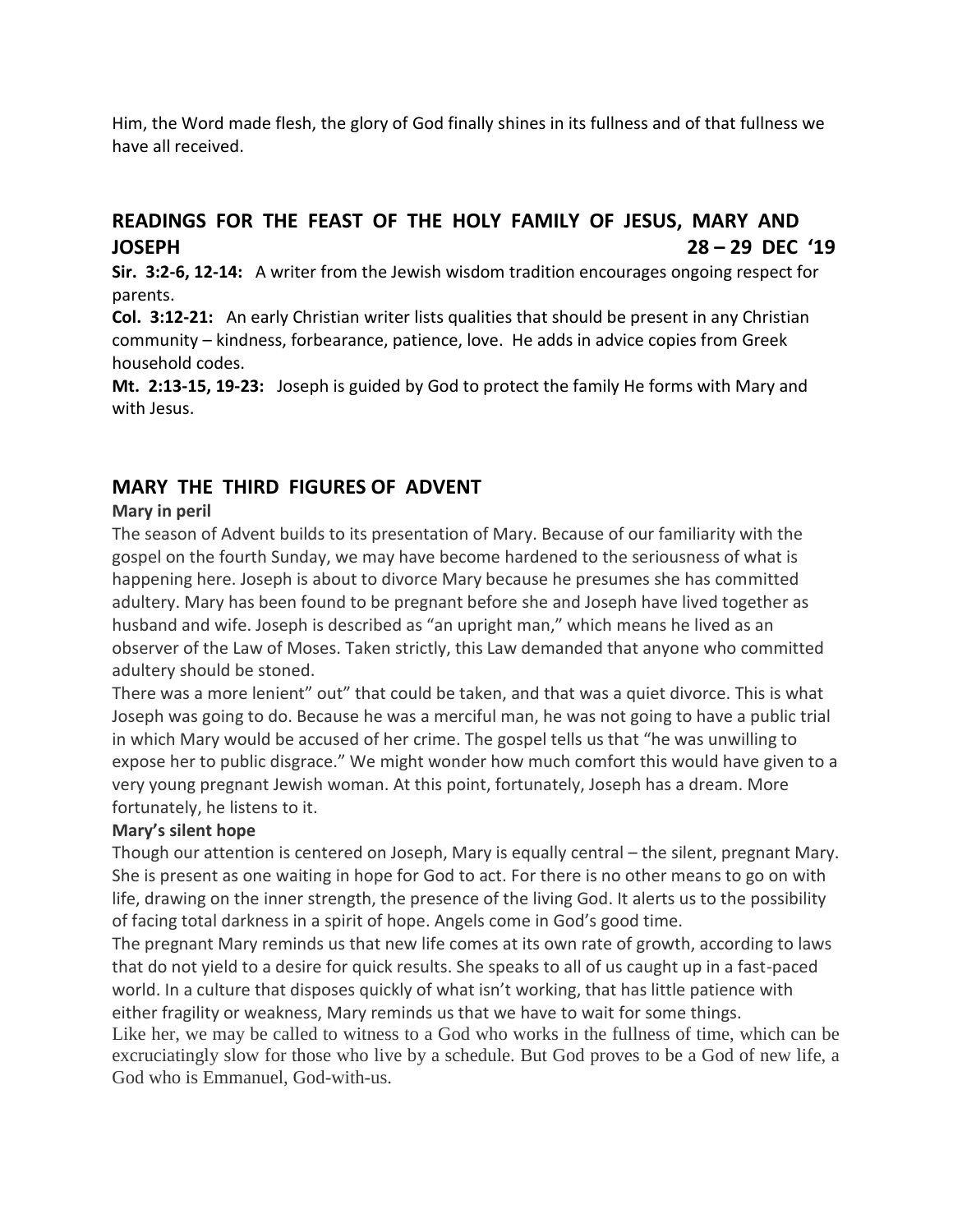Him, the Word made flesh, the glory of God finally shines in its fullness and of that fullness we have all received.

## READINGS FOR THE FEAST OF THE HOLY FAMILY OF JESUS, MARY AND JOSEPH 28 – 29 DEC '19

**Sir. 3:2-6, 12-14:** A writer from the Jewish wisdom tradition encourages ongoing respect for parents.

**Col. 3:12-21:** An early Christian writer lists qualities that should be present in any Christian community – kindness, forbearance, patience, love. He adds in advice copies from Greek household codes.

**Mt. 2:13-15, 19-23:** Joseph is guided by God to protect the family He forms with Mary and with Jesus.

## MARY THE THIRD FIGURES OF ADVENT

**Mary in peril**

The season of Advent builds to its presentation of Mary. Because of our familiarity with the gospel on the fourth Sunday, we may have become hardened to the seriousness of what is happening here. Joseph is about to divorce Mary because he presumes she has committed adultery. Mary has been found to be pregnant before she and Joseph have lived together as husband and wife. Joseph is described as "an upright man," which means he lived as an observer of the Law of Moses. Taken strictly, this Law demanded that anyone who committed adultery should be stoned.

There was a more lenient" out" that could be taken, and that was a quiet divorce. This is what Joseph was going to do. Because he was a merciful man, he was not going to have a public trial in which Mary would be accused of her crime. The gospel tells us that "he was unwilling to expose her to public disgrace." We might wonder how much comfort this would have given to a very young pregnant Jewish woman. At this point, fortunately, Joseph has a dream. More fortunately, he listens to it.

**Mary's silent hope**

Though our attention is centered on Joseph, Mary is equally central – the silent, pregnant Mary. She is present as one waiting in hope for God to act. For there is no other means to go on with life, drawing on the inner strength, the presence of the living God. It alerts us to the possibility of facing total darkness in a spirit of hope. Angels come in God's good time.

The pregnant Mary reminds us that new life comes at its own rate of growth, according to laws that do not yield to a desire for quick results. She speaks to all of us caught up in a fast-paced world. In a culture that disposes quickly of what isn't working, that has little patience with either fragility or weakness, Mary reminds us that we have to wait for some things.

Like her, we may be called to witness to a God who works in the fullness of time, which can be excruciatingly slow for those who live by a schedule. But God proves to be a God of new life, a God who is Emmanuel, God-with-us.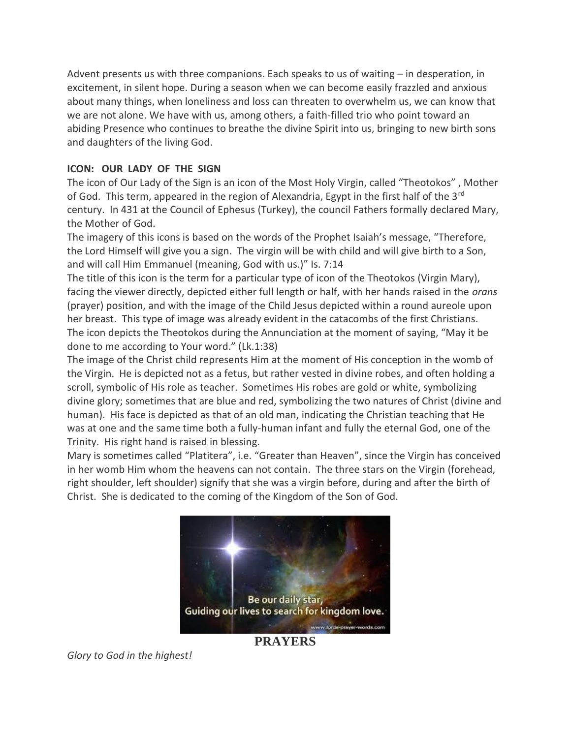Advent presents us with three companions. Each speaks to us of waiting – in desperation, in excitement, in silent hope. During a season when we can become easily frazzled and anxious about many things, when loneliness and loss can threaten to overwhelm us, we can know that we are not alone. We have with us, among others, a faith-filled trio who point toward an abiding Presence who continues to breathe the divine Spirit into us, bringing to new birth sons and daughters of the living God.

**ICON: OUR LADY OF THE SIGN**

The icon of Our Lady of the Sign is an icon of the Most Holy Virgin, called "Theotokos" , Mother of God. This term, appeared in the region of Alexandria, Egypt in the first half of the 3rd century. In 431 at the Council of Ephesus (Turkey), the council Fathers formally declared Mary, the Mother of God.

The imagery of this icons is based on the words of the Prophet Isaiah's message, "Therefore, the Lord Himself will give you a sign. The virgin will be with child and will give birth to a Son, and will call Him Emmanuel (meaning, God with us.)" Is. 7:14

The title of this icon is the term for a particular type of icon of the Theotokos (Virgin Mary), facing the viewer directly, depicted either full length or half, with her hands raised in the *orans* (prayer) position, and with the image of the Child Jesus depicted within a round aureole upon her breast. This type of image was already evident in the catacombs of the first Christians. The icon depicts the Theotokos during the Annunciation at the moment of saying, "May it be done to me according to Your word." (Lk.1:38)

The image of the Christ child represents Him at the moment of His conception in the womb of the Virgin. He is depicted not as a fetus, but rather vested in divine robes, and often holding a scroll, symbolic of His role as teacher. Sometimes His robes are gold or white, symbolizing divine glory; sometimes that are blue and red, symbolizing the two natures of Christ (divine and human). His face is depicted as that of an old man, indicating the Christian teaching that He was at one and the same time both a fully-human infant and fully the eternal God, one of the Trinity. His right hand is raised in blessing.

Mary is sometimes called "Platitera", i.e. "Greater than Heaven", since the Virgin has conceived in her womb Him whom the heavens can not contain. The three stars on the Virgin (forehead, right shoulder, left shoulder) signify that she was a virgin before, during and after the birth of Christ. She is dedicated to the coming of the Kingdom of the Son of God.

Be our daily star,
Guiding our lives to search for kingdom love.

## PRAYERS

*Glory to God in the highest!*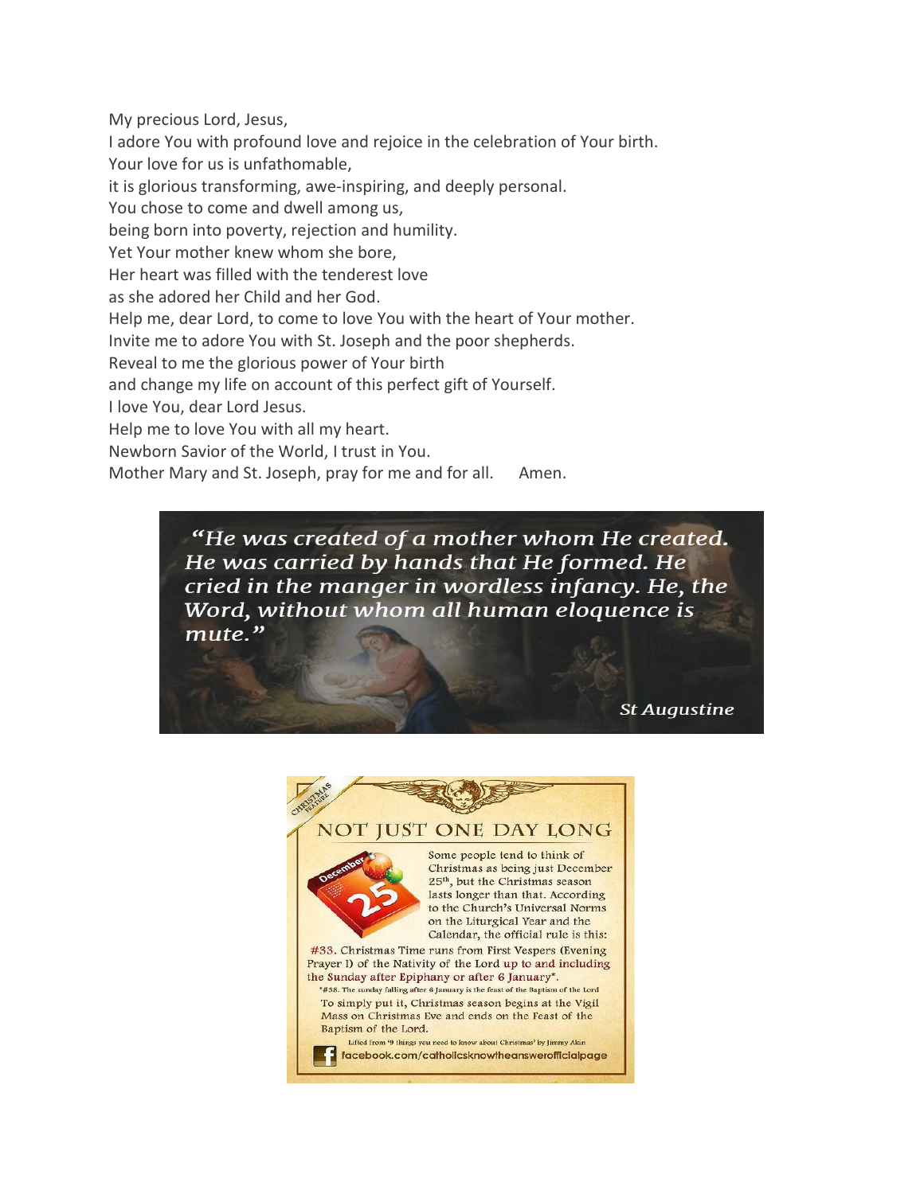My precious Lord, Jesus,
I adore You with profound love and rejoice in the celebration of Your birth.
Your love for us is unfathomable,
it is glorious transforming, awe-inspiring, and deeply personal.
You chose to come and dwell among us,
being born into poverty, rejection and humility.
Yet Your mother knew whom she bore,
Her heart was filled with the tenderest love
as she adored her Child and her God.
Help me, dear Lord, to come to love You with the heart of Your mother.
Invite me to adore You with St. Joseph and the poor shepherds.
Reveal to me the glorious power of Your birth
and change my life on account of this perfect gift of Yourself.
I love You, dear Lord Jesus.
Help me to love You with all my heart.
Newborn Savior of the World, I trust in You.
Mother Mary and St. Joseph, pray for me and for all.     Amen.

*"He was created of a mother whom He created. He was carried by hands that He formed. He cried in the manger in wordless infancy. He, the Word, without whom all human eloquence is mute."*

*St Augustine*

CHRISTMAS FEATURE

## NOT JUST ONE DAY LONG

Some people tend to think of Christmas as being just December 25th, but the Christmas season lasts longer than that. According to the Church's Universal Norms on the Liturgical Year and the Calendar, the official rule is this:

#33. Christmas Time runs from First Vespers (Evening Prayer I) of the Nativity of the Lord up to and including the Sunday after Epiphany or after 6 January*.

*#38. The sunday falling after 6 January is the feast of the Baptism of the Lord

To simply put it, Christmas season begins at the Vigil Mass on Christmas Eve and ends on the Feast of the Baptism of the Lord.

Lifted from '9 things you need to know about Christmas' by Jimmy Akin

facebook.com/catholicsknowtheanswerofficialpage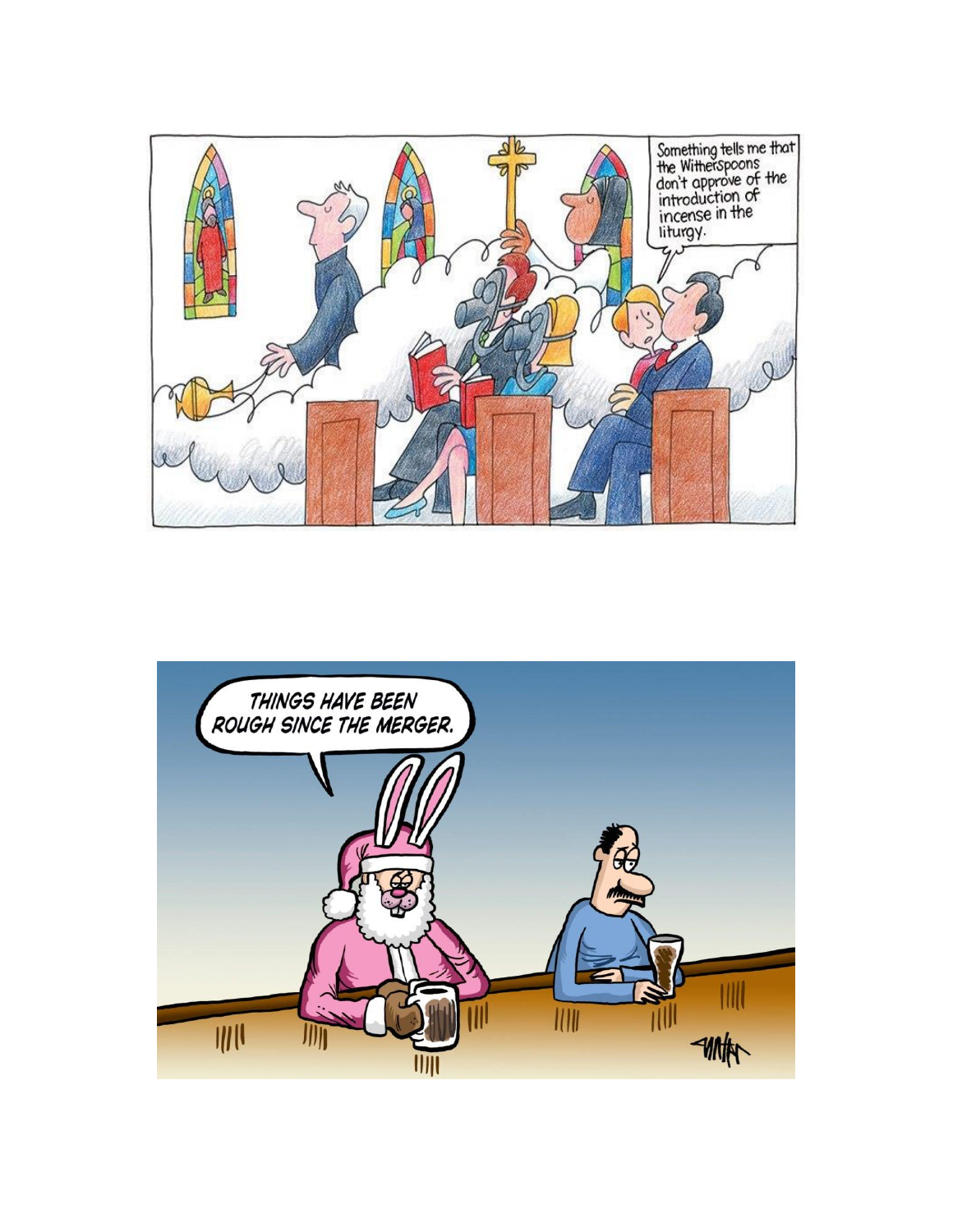Something tells me that the Witherspoons don't approve of the introduction of incense in the liturgy.

THINGS HAVE BEEN ROUGH SINCE THE MERGER.